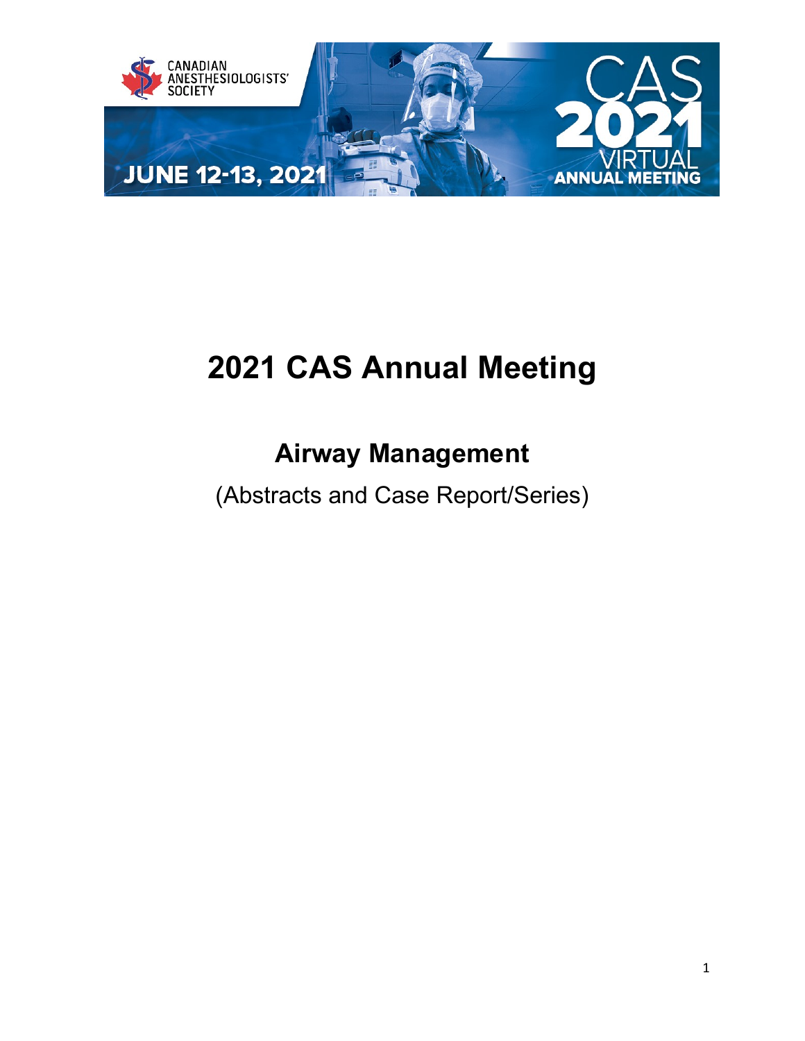# 2021 CAS Annual Meeting

## Airway Management

(Abstracts and Case Report/Series)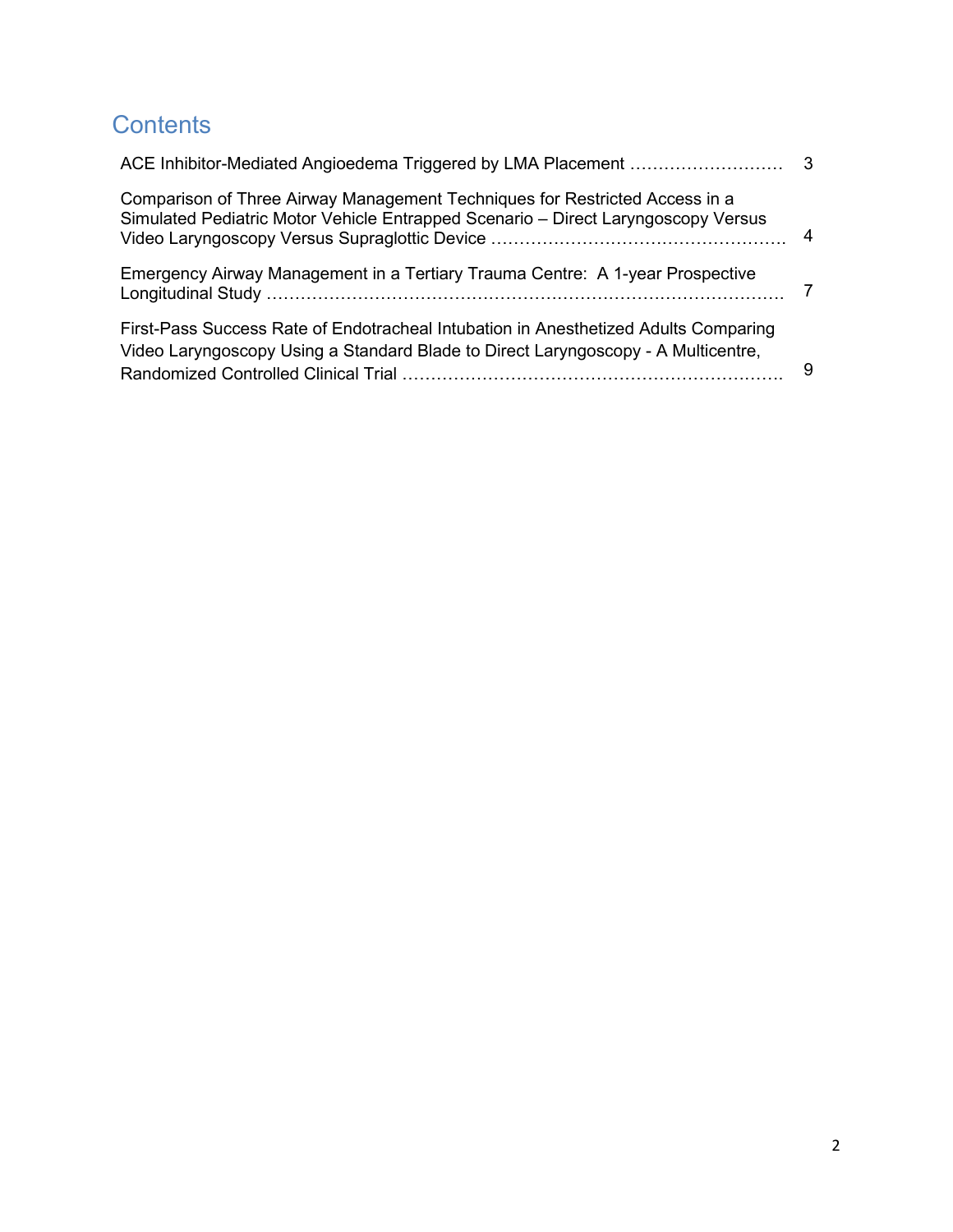# Contents

ACE Inhibitor-Mediated Angioedema Triggered by LMA Placement ……………………… 3

Comparison of Three Airway Management Techniques for Restricted Access in a Simulated Pediatric Motor Vehicle Entrapped Scenario – Direct Laryngoscopy Versus Video Laryngoscopy Versus Supraglottic Device ……………………………………………. 4

Emergency Airway Management in a Tertiary Trauma Centre: A 1-year Prospective Longitudinal Study ……………………………………………………………………………… 7

First-Pass Success Rate of Endotracheal Intubation in Anesthetized Adults Comparing Video Laryngoscopy Using a Standard Blade to Direct Laryngoscopy - A Multicentre, Randomized Controlled Clinical Trial …………………………………………………………. 9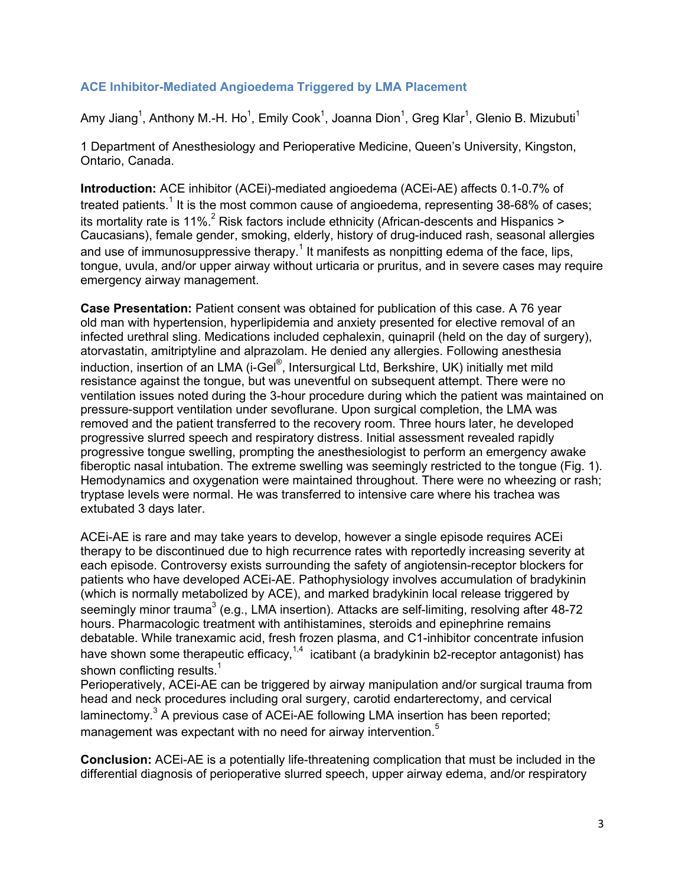## ACE Inhibitor-Mediated Angioedema Triggered by LMA Placement

Amy Jiang[1], Anthony M.-H. Ho[1], Emily Cook[1], Joanna Dion[1], Greg Klar[1], Glenio B. Mizubuti[1]

1 Department of Anesthesiology and Perioperative Medicine, Queen's University, Kingston, Ontario, Canada.

**Introduction:** ACE inhibitor (ACEi)-mediated angioedema (ACEi-AE) affects 0.1-0.7% of treated patients.[1] It is the most common cause of angioedema, representing 38-68% of cases; its mortality rate is 11%.[2] Risk factors include ethnicity (African-descents and Hispanics > Caucasians), female gender, smoking, elderly, history of drug-induced rash, seasonal allergies and use of immunosuppressive therapy.[1] It manifests as nonpitting edema of the face, lips, tongue, uvula, and/or upper airway without urticaria or pruritus, and in severe cases may require emergency airway management.

**Case Presentation:** Patient consent was obtained for publication of this case. A 76 year old man with hypertension, hyperlipidemia and anxiety presented for elective removal of an infected urethral sling. Medications included cephalexin, quinapril (held on the day of surgery), atorvastatin, amitriptyline and alprazolam. He denied any allergies. Following anesthesia induction, insertion of an LMA (i-Gel®, Intersurgical Ltd, Berkshire, UK) initially met mild resistance against the tongue, but was uneventful on subsequent attempt. There were no ventilation issues noted during the 3-hour procedure during which the patient was maintained on pressure-support ventilation under sevoflurane. Upon surgical completion, the LMA was removed and the patient transferred to the recovery room. Three hours later, he developed progressive slurred speech and respiratory distress. Initial assessment revealed rapidly progressive tongue swelling, prompting the anesthesiologist to perform an emergency awake fiberoptic nasal intubation. The extreme swelling was seemingly restricted to the tongue (Fig. 1). Hemodynamics and oxygenation were maintained throughout. There were no wheezing or rash; tryptase levels were normal. He was transferred to intensive care where his trachea was extubated 3 days later.

ACEi-AE is rare and may take years to develop, however a single episode requires ACEi therapy to be discontinued due to high recurrence rates with reportedly increasing severity at each episode. Controversy exists surrounding the safety of angiotensin-receptor blockers for patients who have developed ACEi-AE. Pathophysiology involves accumulation of bradykinin (which is normally metabolized by ACE), and marked bradykinin local release triggered by seemingly minor trauma[3] (e.g., LMA insertion). Attacks are self-limiting, resolving after 48-72 hours. Pharmacologic treatment with antihistamines, steroids and epinephrine remains debatable. While tranexamic acid, fresh frozen plasma, and C1-inhibitor concentrate infusion have shown some therapeutic efficacy,[1,4] icatibant (a bradykinin b2-receptor antagonist) has shown conflicting results.[1]

Perioperatively, ACEi-AE can be triggered by airway manipulation and/or surgical trauma from head and neck procedures including oral surgery, carotid endarterectomy, and cervical laminectomy.[3] A previous case of ACEi-AE following LMA insertion has been reported; management was expectant with no need for airway intervention.[5]

**Conclusion:** ACEi-AE is a potentially life-threatening complication that must be included in the differential diagnosis of perioperative slurred speech, upper airway edema, and/or respiratory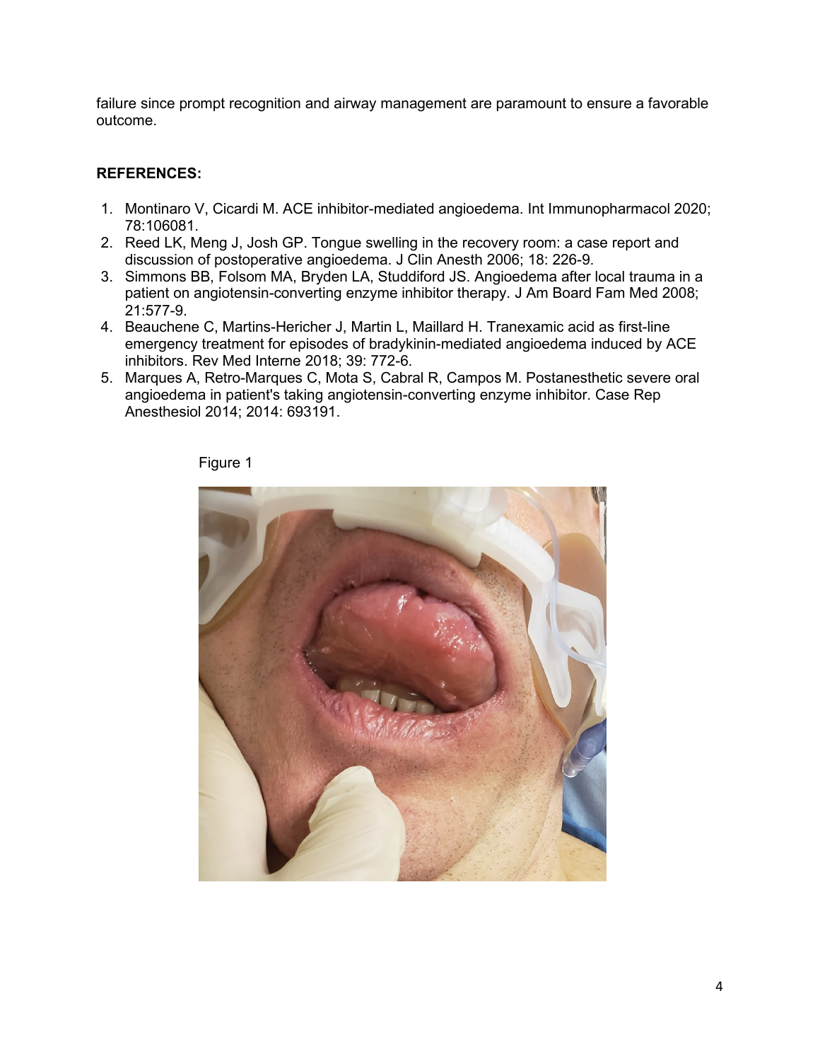failure since prompt recognition and airway management are paramount to ensure a favorable outcome.

**REFERENCES:**

1. Montinaro V, Cicardi M. ACE inhibitor-mediated angioedema. Int Immunopharmacol 2020; 78:106081.
2. Reed LK, Meng J, Josh GP. Tongue swelling in the recovery room: a case report and discussion of postoperative angioedema. J Clin Anesth 2006; 18: 226-9.
3. Simmons BB, Folsom MA, Bryden LA, Studdiford JS. Angioedema after local trauma in a patient on angiotensin-converting enzyme inhibitor therapy. J Am Board Fam Med 2008; 21:577-9.
4. Beauchene C, Martins-Hericher J, Martin L, Maillard H. Tranexamic acid as first-line emergency treatment for episodes of bradykinin-mediated angioedema induced by ACE inhibitors. Rev Med Interne 2018; 39: 772-6.
5. Marques A, Retro-Marques C, Mota S, Cabral R, Campos M. Postanesthetic severe oral angioedema in patient's taking angiotensin-converting enzyme inhibitor. Case Rep Anesthesiol 2014; 2014: 693191.

Figure 1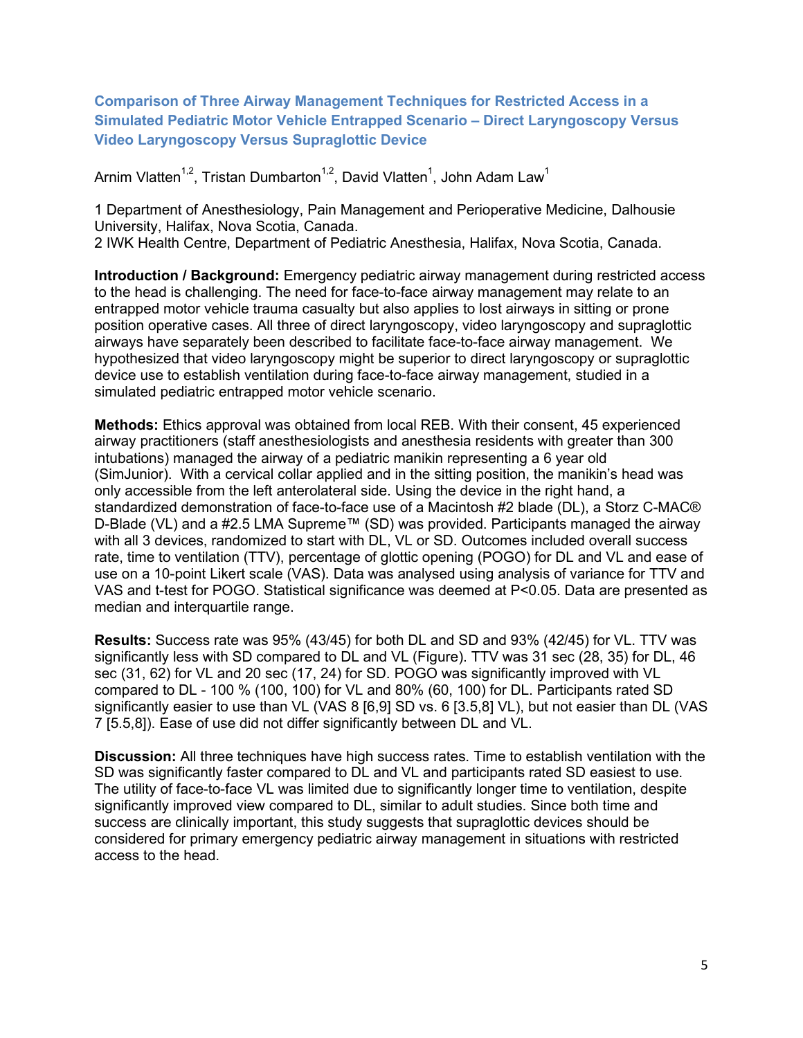## Comparison of Three Airway Management Techniques for Restricted Access in a Simulated Pediatric Motor Vehicle Entrapped Scenario – Direct Laryngoscopy Versus Video Laryngoscopy Versus Supraglottic Device

Arnim Vlatten[1,2], Tristan Dumbarton[1,2], David Vlatten[1], John Adam Law[1]

1 Department of Anesthesiology, Pain Management and Perioperative Medicine, Dalhousie University, Halifax, Nova Scotia, Canada.
2 IWK Health Centre, Department of Pediatric Anesthesia, Halifax, Nova Scotia, Canada.

**Introduction / Background:** Emergency pediatric airway management during restricted access to the head is challenging. The need for face-to-face airway management may relate to an entrapped motor vehicle trauma casualty but also applies to lost airways in sitting or prone position operative cases. All three of direct laryngoscopy, video laryngoscopy and supraglottic airways have separately been described to facilitate face-to-face airway management. We hypothesized that video laryngoscopy might be superior to direct laryngoscopy or supraglottic device use to establish ventilation during face-to-face airway management, studied in a simulated pediatric entrapped motor vehicle scenario.

**Methods:** Ethics approval was obtained from local REB. With their consent, 45 experienced airway practitioners (staff anesthesiologists and anesthesia residents with greater than 300 intubations) managed the airway of a pediatric manikin representing a 6 year old (SimJunior). With a cervical collar applied and in the sitting position, the manikin's head was only accessible from the left anterolateral side. Using the device in the right hand, a standardized demonstration of face-to-face use of a Macintosh #2 blade (DL), a Storz C-MAC® D-Blade (VL) and a #2.5 LMA Supreme™ (SD) was provided. Participants managed the airway with all 3 devices, randomized to start with DL, VL or SD. Outcomes included overall success rate, time to ventilation (TTV), percentage of glottic opening (POGO) for DL and VL and ease of use on a 10-point Likert scale (VAS). Data was analysed using analysis of variance for TTV and VAS and t-test for POGO. Statistical significance was deemed at $P<0.05$. Data are presented as median and interquartile range.

**Results:** Success rate was 95% (43/45) for both DL and SD and 93% (42/45) for VL. TTV was significantly less with SD compared to DL and VL (Figure). TTV was 31 sec (28, 35) for DL, 46 sec (31, 62) for VL and 20 sec (17, 24) for SD. POGO was significantly improved with VL compared to DL - 100 % (100, 100) for VL and 80% (60, 100) for DL. Participants rated SD significantly easier to use than VL (VAS 8 [6,9] SD vs. 6 [3.5,8] VL), but not easier than DL (VAS 7 [5.5,8]). Ease of use did not differ significantly between DL and VL.

**Discussion:** All three techniques have high success rates. Time to establish ventilation with the SD was significantly faster compared to DL and VL and participants rated SD easiest to use. The utility of face-to-face VL was limited due to significantly longer time to ventilation, despite significantly improved view compared to DL, similar to adult studies. Since both time and success are clinically important, this study suggests that supraglottic devices should be considered for primary emergency pediatric airway management in situations with restricted access to the head.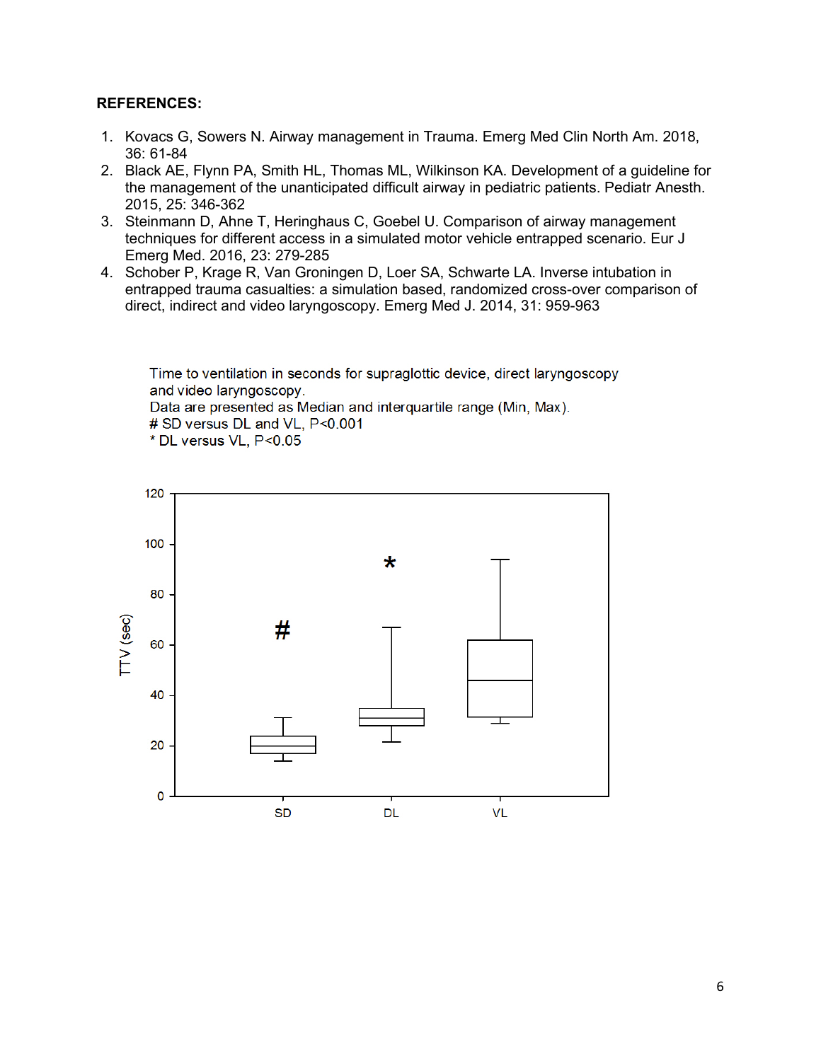**REFERENCES:**

1. Kovacs G, Sowers N. Airway management in Trauma. Emerg Med Clin North Am. 2018, 36: 61-84
2. Black AE, Flynn PA, Smith HL, Thomas ML, Wilkinson KA. Development of a guideline for the management of the unanticipated difficult airway in pediatric patients. Pediatr Anesth. 2015, 25: 346-362
3. Steinmann D, Ahne T, Heringhaus C, Goebel U. Comparison of airway management techniques for different access in a simulated motor vehicle entrapped scenario. Eur J Emerg Med. 2016, 23: 279-285
4. Schober P, Krage R, Van Groningen D, Loer SA, Schwarte LA. Inverse intubation in entrapped trauma casualties: a simulation based, randomized cross-over comparison of direct, indirect and video laryngoscopy. Emerg Med J. 2014, 31: 959-963

Time to ventilation in seconds for supraglottic device, direct laryngoscopy and video laryngoscopy.
Data are presented as Median and interquartile range (Min, Max).
# SD versus DL and VL, $P<0.001$
* DL versus VL, $P<0.05$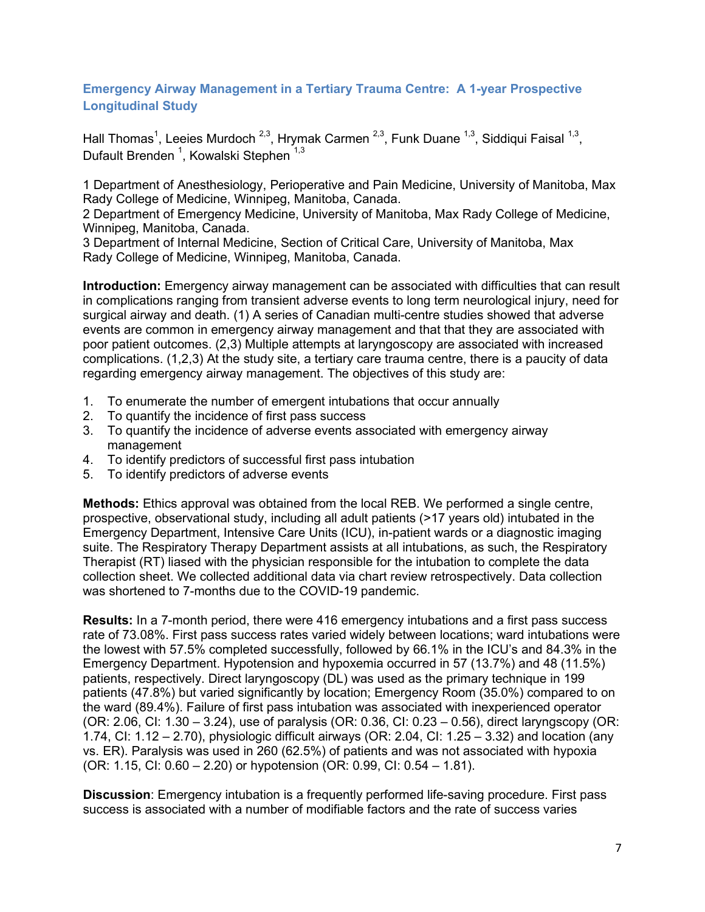## Emergency Airway Management in a Tertiary Trauma Centre: A 1-year Prospective Longitudinal Study

Hall Thomas[1], Leeies Murdoch [2,3], Hrymak Carmen [2,3], Funk Duane [1,3], Siddiqui Faisal [1,3], Dufault Brenden [1], Kowalski Stephen [1,3]

1 Department of Anesthesiology, Perioperative and Pain Medicine, University of Manitoba, Max Rady College of Medicine, Winnipeg, Manitoba, Canada.
2 Department of Emergency Medicine, University of Manitoba, Max Rady College of Medicine, Winnipeg, Manitoba, Canada.
3 Department of Internal Medicine, Section of Critical Care, University of Manitoba, Max Rady College of Medicine, Winnipeg, Manitoba, Canada.

**Introduction:** Emergency airway management can be associated with difficulties that can result in complications ranging from transient adverse events to long term neurological injury, need for surgical airway and death. (1) A series of Canadian multi-centre studies showed that adverse events are common in emergency airway management and that that they are associated with poor patient outcomes. (2,3) Multiple attempts at laryngoscopy are associated with increased complications. (1,2,3) At the study site, a tertiary care trauma centre, there is a paucity of data regarding emergency airway management. The objectives of this study are:

1. To enumerate the number of emergent intubations that occur annually
2. To quantify the incidence of first pass success
3. To quantify the incidence of adverse events associated with emergency airway management
4. To identify predictors of successful first pass intubation
5. To identify predictors of adverse events

**Methods:** Ethics approval was obtained from the local REB. We performed a single centre, prospective, observational study, including all adult patients (>17 years old) intubated in the Emergency Department, Intensive Care Units (ICU), in-patient wards or a diagnostic imaging suite. The Respiratory Therapy Department assists at all intubations, as such, the Respiratory Therapist (RT) liased with the physician responsible for the intubation to complete the data collection sheet. We collected additional data via chart review retrospectively. Data collection was shortened to 7-months due to the COVID-19 pandemic.

**Results:** In a 7-month period, there were 416 emergency intubations and a first pass success rate of 73.08%. First pass success rates varied widely between locations; ward intubations were the lowest with 57.5% completed successfully, followed by 66.1% in the ICU's and 84.3% in the Emergency Department. Hypotension and hypoxemia occurred in 57 (13.7%) and 48 (11.5%) patients, respectively. Direct laryngoscopy (DL) was used as the primary technique in 199 patients (47.8%) but varied significantly by location; Emergency Room (35.0%) compared to on the ward (89.4%). Failure of first pass intubation was associated with inexperienced operator (OR: 2.06, CI: 1.30 – 3.24), use of paralysis (OR: 0.36, CI: 0.23 – 0.56), direct laryngoscopy (OR: 1.74, CI: 1.12 – 2.70), physiologic difficult airways (OR: 2.04, CI: 1.25 – 3.32) and location (any vs. ER). Paralysis was used in 260 (62.5%) of patients and was not associated with hypoxia (OR: 1.15, CI: 0.60 – 2.20) or hypotension (OR: 0.99, CI: 0.54 – 1.81).

**Discussion**: Emergency intubation is a frequently performed life-saving procedure. First pass success is associated with a number of modifiable factors and the rate of success varies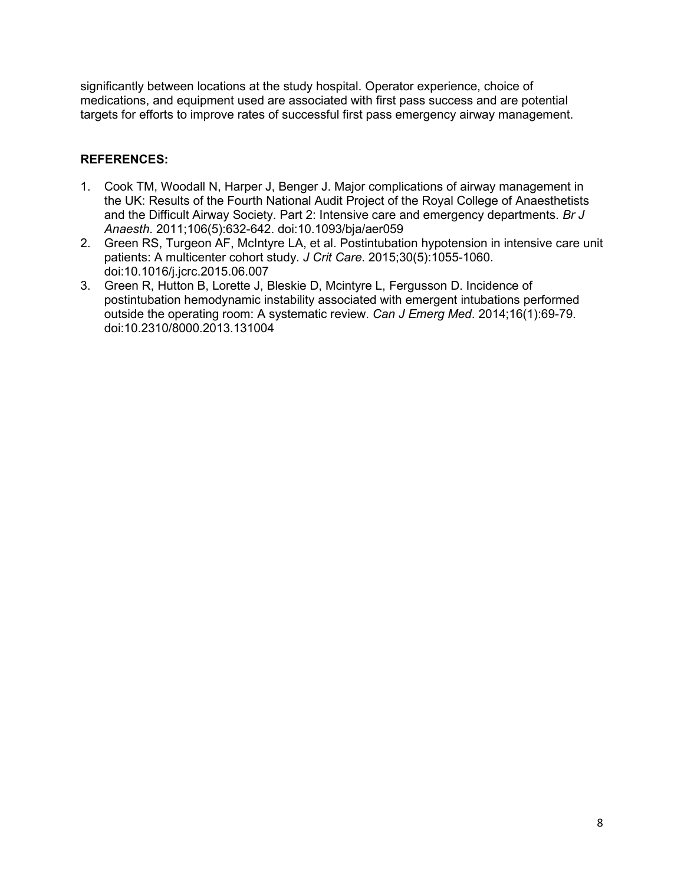significantly between locations at the study hospital. Operator experience, choice of medications, and equipment used are associated with first pass success and are potential targets for efforts to improve rates of successful first pass emergency airway management.

**REFERENCES:**

1. Cook TM, Woodall N, Harper J, Benger J. Major complications of airway management in the UK: Results of the Fourth National Audit Project of the Royal College of Anaesthetists and the Difficult Airway Society. Part 2: Intensive care and emergency departments. *Br J Anaesth*. 2011;106(5):632-642. doi:10.1093/bja/aer059
2. Green RS, Turgeon AF, McIntyre LA, et al. Postintubation hypotension in intensive care unit patients: A multicenter cohort study. *J Crit Care*. 2015;30(5):1055-1060. doi:10.1016/j.jcrc.2015.06.007
3. Green R, Hutton B, Lorette J, Bleskie D, Mcintyre L, Fergusson D. Incidence of postintubation hemodynamic instability associated with emergent intubations performed outside the operating room: A systematic review. *Can J Emerg Med*. 2014;16(1):69-79. doi:10.2310/8000.2013.131004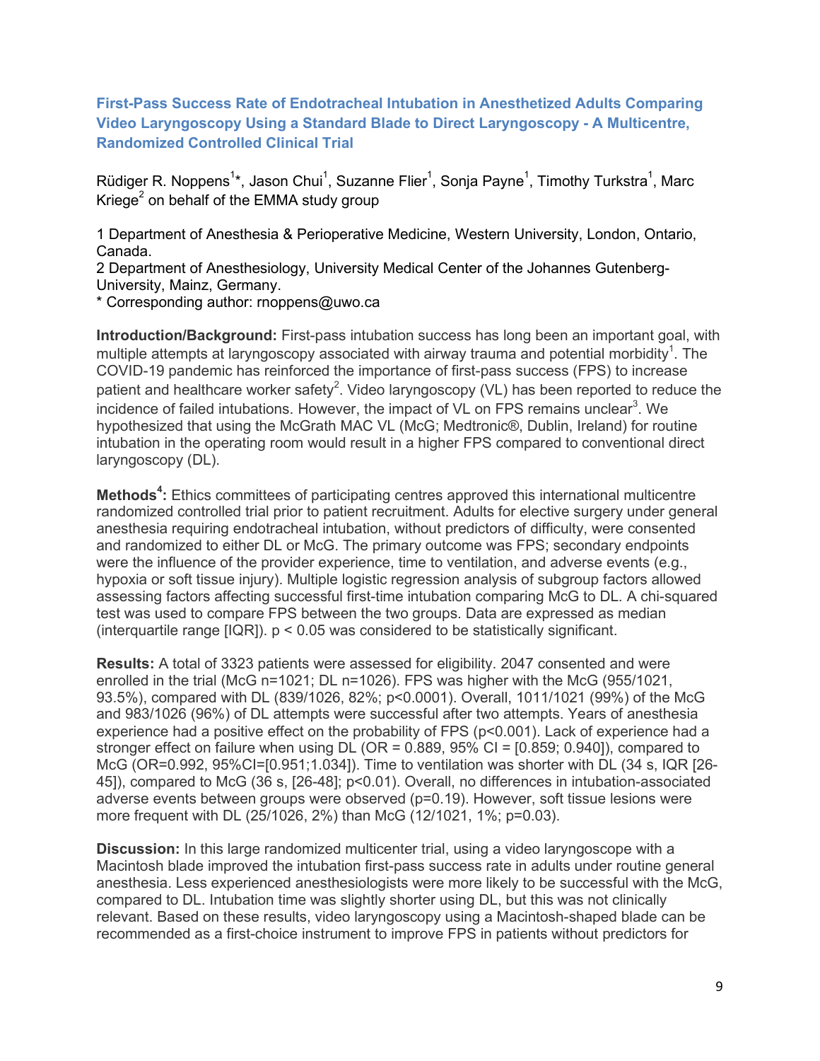## First-Pass Success Rate of Endotracheal Intubation in Anesthetized Adults Comparing Video Laryngoscopy Using a Standard Blade to Direct Laryngoscopy - A Multicentre, Randomized Controlled Clinical Trial

Rüdiger R. Noppens[1]*, Jason Chui[1], Suzanne Flier[1], Sonja Payne[1], Timothy Turkstra[1], Marc Kriege[2] on behalf of the EMMA study group

1 Department of Anesthesia & Perioperative Medicine, Western University, London, Ontario, Canada.
2 Department of Anesthesiology, University Medical Center of the Johannes Gutenberg-University, Mainz, Germany.
* Corresponding author: rnoppens@uwo.ca

**Introduction/Background:** First-pass intubation success has long been an important goal, with multiple attempts at laryngoscopy associated with airway trauma and potential morbidity[1]. The COVID-19 pandemic has reinforced the importance of first-pass success (FPS) to increase patient and healthcare worker safety[2]. Video laryngoscopy (VL) has been reported to reduce the incidence of failed intubations. However, the impact of VL on FPS remains unclear[3]. We hypothesized that using the McGrath MAC VL (McG; Medtronic®, Dublin, Ireland) for routine intubation in the operating room would result in a higher FPS compared to conventional direct laryngoscopy (DL).

**Methods[4]:** Ethics committees of participating centres approved this international multicentre randomized controlled trial prior to patient recruitment. Adults for elective surgery under general anesthesia requiring endotracheal intubation, without predictors of difficulty, were consented and randomized to either DL or McG. The primary outcome was FPS; secondary endpoints were the influence of the provider experience, time to ventilation, and adverse events (e.g., hypoxia or soft tissue injury). Multiple logistic regression analysis of subgroup factors allowed assessing factors affecting successful first-time intubation comparing McG to DL. A chi-squared test was used to compare FPS between the two groups. Data are expressed as median (interquartile range [IQR]). $p < 0.05$ was considered to be statistically significant.

**Results:** A total of 3323 patients were assessed for eligibility. 2047 consented and were enrolled in the trial (McG n=1021; DL n=1026). FPS was higher with the McG (955/1021, 93.5%), compared with DL (839/1026, 82%; $p<0.0001$). Overall, 1011/1021 (99%) of the McG and 983/1026 (96%) of DL attempts were successful after two attempts. Years of anesthesia experience had a positive effect on the probability of FPS ($p<0.001$). Lack of experience had a stronger effect on failure when using DL (OR = 0.889, 95% CI = [0.859; 0.940]), compared to McG (OR=0.992, 95%CI=[0.951;1.034]). Time to ventilation was shorter with DL (34 s, IQR [26-45]), compared to McG (36 s, [26-48]; $p<0.01$). Overall, no differences in intubation-associated adverse events between groups were observed ($p=0.19$). However, soft tissue lesions were more frequent with DL (25/1026, 2%) than McG (12/1021, 1%; $p=0.03$).

**Discussion:** In this large randomized multicenter trial, using a video laryngoscope with a Macintosh blade improved the intubation first-pass success rate in adults under routine general anesthesia. Less experienced anesthesiologists were more likely to be successful with the McG, compared to DL. Intubation time was slightly shorter using DL, but this was not clinically relevant. Based on these results, video laryngoscopy using a Macintosh-shaped blade can be recommended as a first-choice instrument to improve FPS in patients without predictors for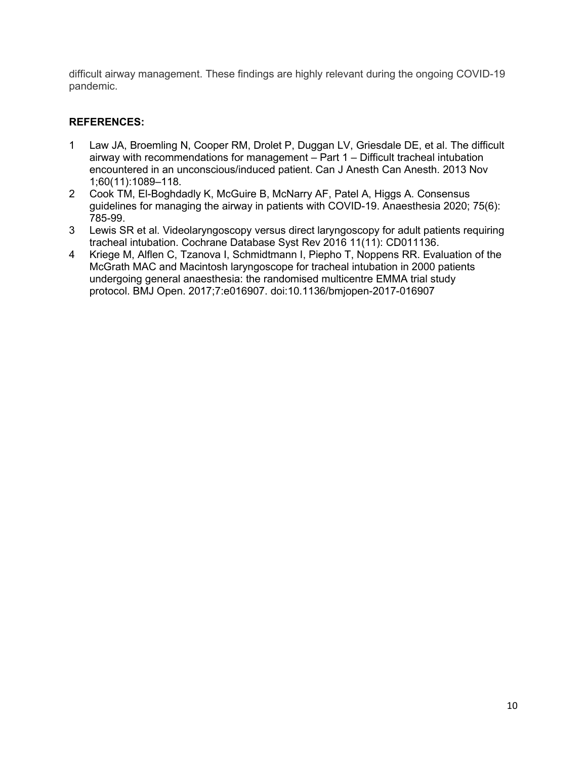difficult airway management. These findings are highly relevant during the ongoing COVID-19 pandemic.

**REFERENCES:**

1. Law JA, Broemling N, Cooper RM, Drolet P, Duggan LV, Griesdale DE, et al. The difficult airway with recommendations for management – Part 1 – Difficult tracheal intubation encountered in an unconscious/induced patient. Can J Anesth Can Anesth. 2013 Nov 1;60(11):1089–118.
2. Cook TM, El-Boghdadly K, McGuire B, McNarry AF, Patel A, Higgs A. Consensus guidelines for managing the airway in patients with COVID-19. Anaesthesia 2020; 75(6): 785-99.
3. Lewis SR et al. Videolaryngoscopy versus direct laryngoscopy for adult patients requiring tracheal intubation. Cochrane Database Syst Rev 2016 11(11): CD011136.
4. Kriege M, Alflen C, Tzanova I, Schmidtmann I, Piepho T, Noppens RR. Evaluation of the McGrath MAC and Macintosh laryngoscope for tracheal intubation in 2000 patients undergoing general anaesthesia: the randomised multicentre EMMA trial study protocol. BMJ Open. 2017;7:e016907. doi:10.1136/bmjopen-2017-016907